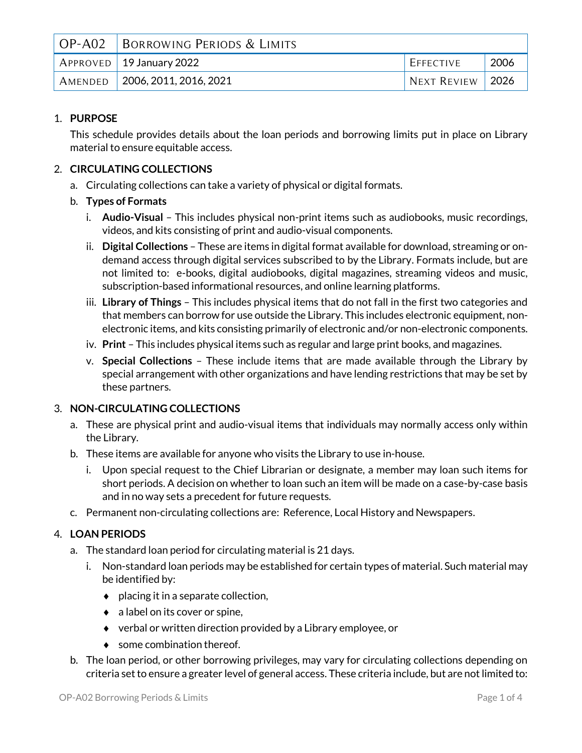| OP-A02 | Borrowing Periods & Limits | | |
|---|---|---|---|
| Approved | 19 January 2022 | Effective | 2006 |
| Amended | 2006, 2011, 2016, 2021 | Next Review | 2026 |

1. **PURPOSE**

   This schedule provides details about the loan periods and borrowing limits put in place on Library material to ensure equitable access.

2. **CIRCULATING COLLECTIONS**

   a. Circulating collections can take a variety of physical or digital formats.

   b. **Types of Formats**

      i. **Audio-Visual** – This includes physical non-print items such as audiobooks, music recordings, videos, and kits consisting of print and audio-visual components.

      ii. **Digital Collections** – These are items in digital format available for download, streaming or on-demand access through digital services subscribed to by the Library. Formats include, but are not limited to: e-books, digital audiobooks, digital magazines, streaming videos and music, subscription-based informational resources, and online learning platforms.

      iii. **Library of Things** – This includes physical items that do not fall in the first two categories and that members can borrow for use outside the Library. This includes electronic equipment, non-electronic items, and kits consisting primarily of electronic and/or non-electronic components.

      iv. **Print** – This includes physical items such as regular and large print books, and magazines.

      v. **Special Collections** – These include items that are made available through the Library by special arrangement with other organizations and have lending restrictions that may be set by these partners.

3. **NON-CIRCULATING COLLECTIONS**

   a. These are physical print and audio-visual items that individuals may normally access only within the Library.

   b. These items are available for anyone who visits the Library to use in-house.

      i. Upon special request to the Chief Librarian or designate, a member may loan such items for short periods. A decision on whether to loan such an item will be made on a case-by-case basis and in no way sets a precedent for future requests.

   c. Permanent non-circulating collections are: Reference, Local History and Newspapers.

4. **LOAN PERIODS**

   a. The standard loan period for circulating material is 21 days.

      i. Non-standard loan periods may be established for certain types of material. Such material may be identified by:

         - placing it in a separate collection,
         - a label on its cover or spine,
         - verbal or written direction provided by a Library employee, or
         - some combination thereof.

   b. The loan period, or other borrowing privileges, may vary for circulating collections depending on criteria set to ensure a greater level of general access. These criteria include, but are not limited to: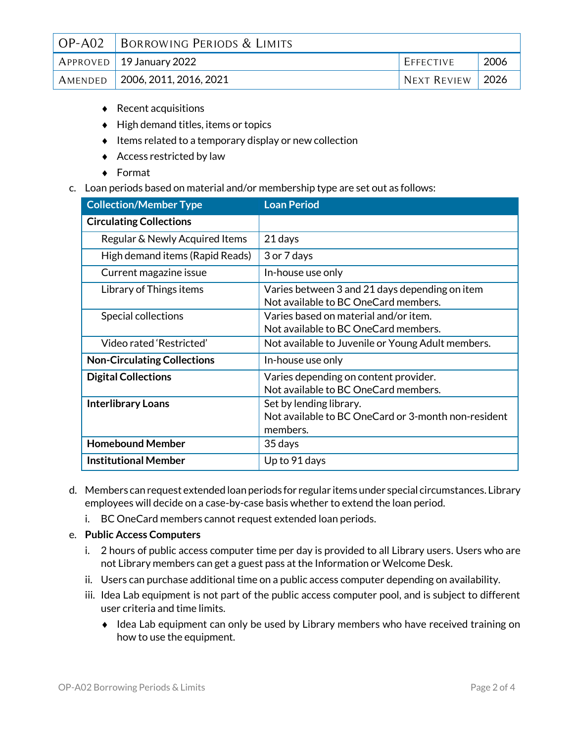| OP-A02 | Borrowing Periods & Limits | | |
|---|---|---|---|
| Approved | 19 January 2022 | Effective | 2006 |
| Amended | 2006, 2011, 2016, 2021 | Next Review | 2026 |

- Recent acquisitions
- High demand titles, items or topics
- Items related to a temporary display or new collection
- Access restricted by law
- Format

c. Loan periods based on material and/or membership type are set out as follows:

| Collection/Member Type | Loan Period |
|---|---|
| **Circulating Collections** | |
| Regular & Newly Acquired Items | 21 days |
| High demand items (Rapid Reads) | 3 or 7 days |
| Current magazine issue | In-house use only |
| Library of Things items | Varies between 3 and 21 days depending on item<br>Not available to BC OneCard members. |
| Special collections | Varies based on material and/or item.<br>Not available to BC OneCard members. |
| Video rated 'Restricted' | Not available to Juvenile or Young Adult members. |
| **Non-Circulating Collections** | In-house use only |
| **Digital Collections** | Varies depending on content provider.<br>Not available to BC OneCard members. |
| **Interlibrary Loans** | Set by lending library.<br>Not available to BC OneCard or 3-month non-resident members. |
| **Homebound Member** | 35 days |
| **Institutional Member** | Up to 91 days |

d. Members can request extended loan periods for regular items under special circumstances. Library employees will decide on a case-by-case basis whether to extend the loan period.

  i. BC OneCard members cannot request extended loan periods.

e. **Public Access Computers**

  i. 2 hours of public access computer time per day is provided to all Library users. Users who are not Library members can get a guest pass at the Information or Welcome Desk.

  ii. Users can purchase additional time on a public access computer depending on availability.

  iii. Idea Lab equipment is not part of the public access computer pool, and is subject to different user criteria and time limits.

  - Idea Lab equipment can only be used by Library members who have received training on how to use the equipment.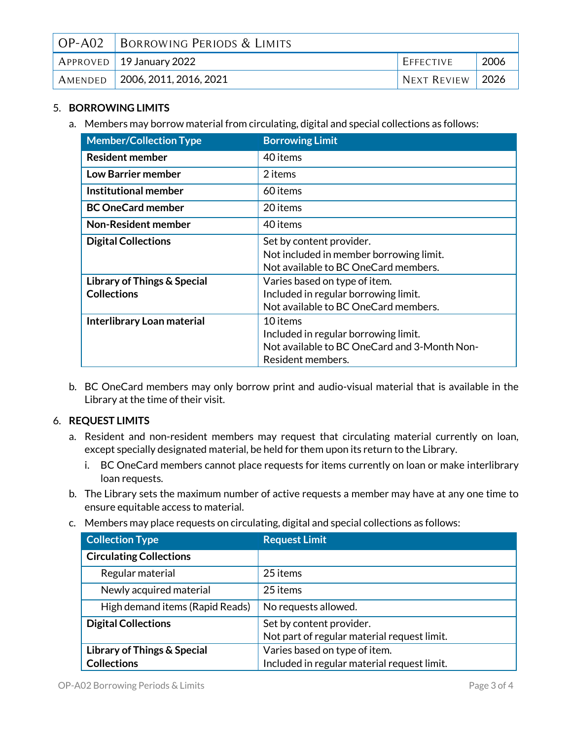| OP-A02 | Borrowing Periods & Limits | | |
|---|---|---|---|
| Approved | 19 January 2022 | Effective | 2006 |
| Amended | 2006, 2011, 2016, 2021 | Next Review | 2026 |

5. **BORROWING LIMITS**

   a. Members may borrow material from circulating, digital and special collections as follows:

| Member/Collection Type | Borrowing Limit |
|---|---|
| **Resident member** | 40 items |
| **Low Barrier member** | 2 items |
| **Institutional member** | 60 items |
| **BC OneCard member** | 20 items |
| **Non-Resident member** | 40 items |
| **Digital Collections** | Set by content provider.<br>Not included in member borrowing limit.<br>Not available to BC OneCard members. |
| **Library of Things & Special Collections** | Varies based on type of item.<br>Included in regular borrowing limit.<br>Not available to BC OneCard members. |
| **Interlibrary Loan material** | 10 items<br>Included in regular borrowing limit.<br>Not available to BC OneCard and 3-Month Non-Resident members. |

   b. BC OneCard members may only borrow print and audio-visual material that is available in the Library at the time of their visit.

6. **REQUEST LIMITS**

   a. Resident and non-resident members may request that circulating material currently on loan, except specially designated material, be held for them upon its return to the Library.

      i. BC OneCard members cannot place requests for items currently on loan or make interlibrary loan requests.

   b. The Library sets the maximum number of active requests a member may have at any one time to ensure equitable access to material.

   c. Members may place requests on circulating, digital and special collections as follows:

| Collection Type | Request Limit |
|---|---|
| **Circulating Collections** | |
| Regular material | 25 items |
| Newly acquired material | 25 items |
| High demand items (Rapid Reads) | No requests allowed. |
| **Digital Collections** | Set by content provider.<br>Not part of regular material request limit. |
| **Library of Things & Special Collections** | Varies based on type of item.<br>Included in regular material request limit. |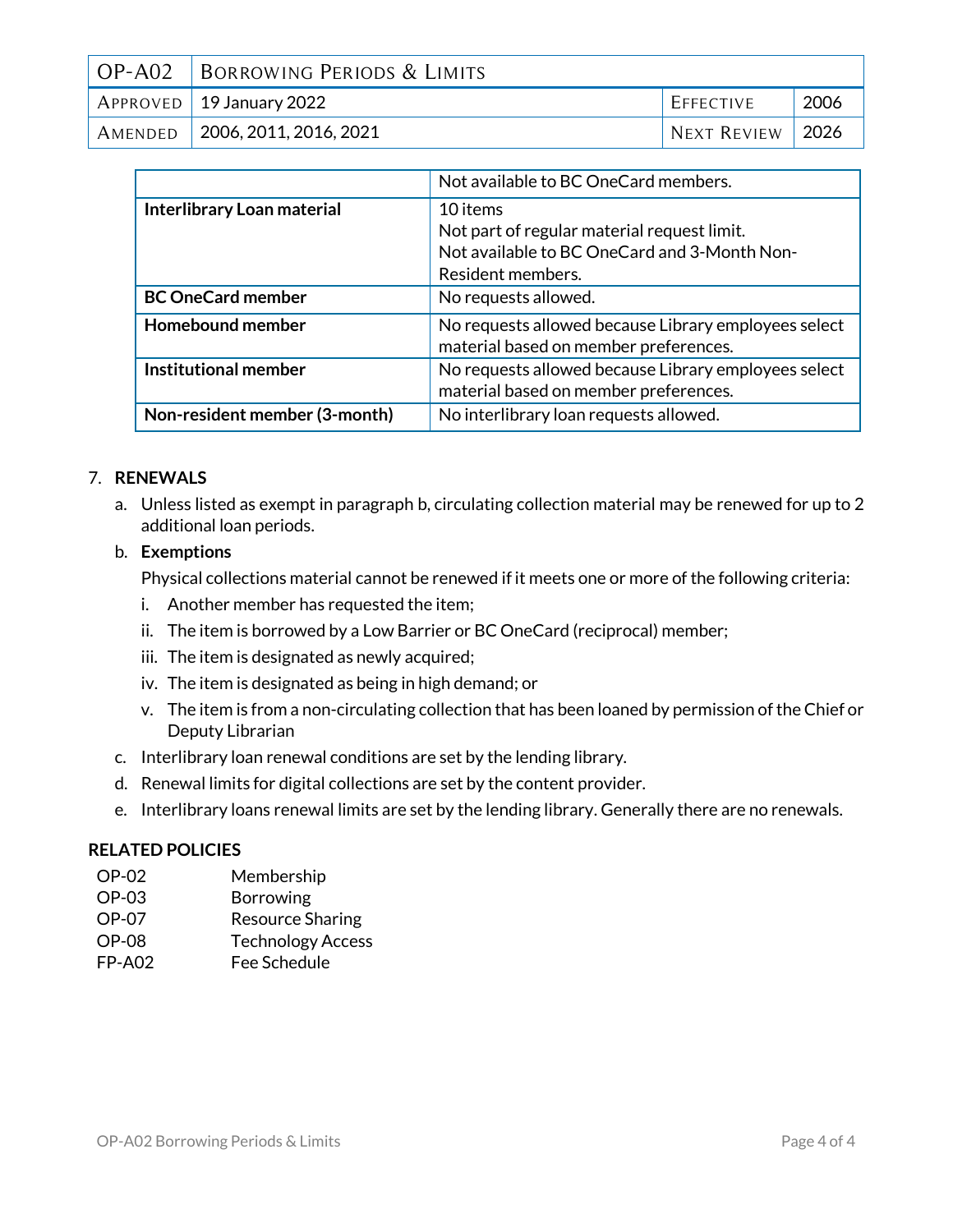| | |
|---|---|
| | Not available to BC OneCard members. |
| **Interlibrary Loan material** | 10 items<br>Not part of regular material request limit.<br>Not available to BC OneCard and 3-Month Non-Resident members. |
| **BC OneCard member** | No requests allowed. |
| **Homebound member** | No requests allowed because Library employees select material based on member preferences. |
| **Institutional member** | No requests allowed because Library employees select material based on member preferences. |
| **Non-resident member (3-month)** | No interlibrary loan requests allowed. |

7. **RENEWALS**

   a. Unless listed as exempt in paragraph b, circulating collection material may be renewed for up to 2 additional loan periods.

   b. **Exemptions**

      Physical collections material cannot be renewed if it meets one or more of the following criteria:

      i. Another member has requested the item;

      ii. The item is borrowed by a Low Barrier or BC OneCard (reciprocal) member;

      iii. The item is designated as newly acquired;

      iv. The item is designated as being in high demand; or

      v. The item is from a non-circulating collection that has been loaned by permission of the Chief or Deputy Librarian

   c. Interlibrary loan renewal conditions are set by the lending library.

   d. Renewal limits for digital collections are set by the content provider.

   e. Interlibrary loans renewal limits are set by the lending library. Generally there are no renewals.

**RELATED POLICIES**

| | |
|---|---|
| OP-02 | Membership |
| OP-03 | Borrowing |
| OP-07 | Resource Sharing |
| OP-08 | Technology Access |
| FP-A02 | Fee Schedule |